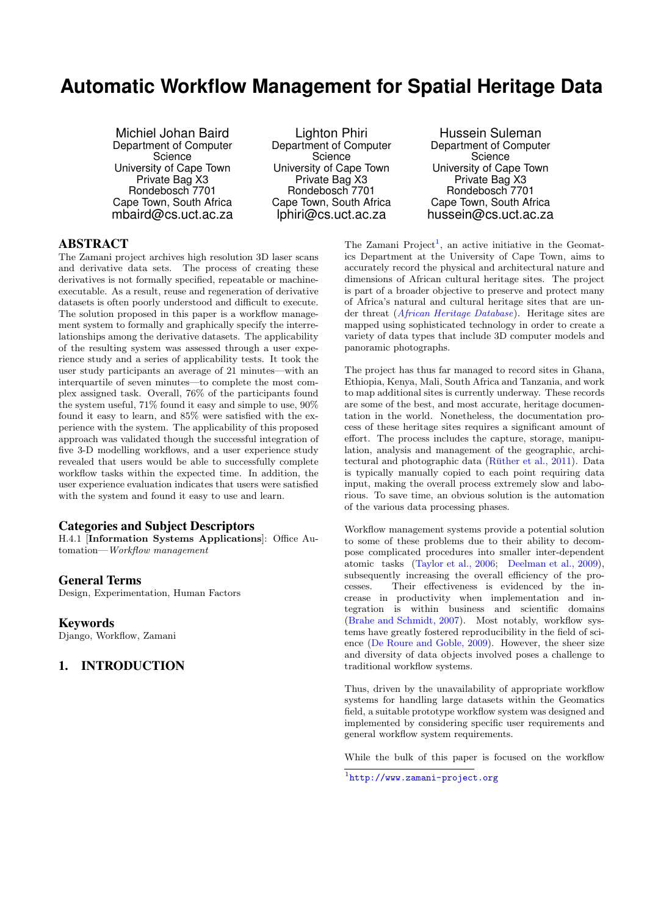# Automatic Workflow Management for Spatial Heritage Data

Michiel Johan Baird
Department of Computer Science
University of Cape Town
Private Bag X3
Rondebosch 7701
Cape Town, South Africa
mbaird@cs.uct.ac.za

Lighton Phiri
Department of Computer Science
University of Cape Town
Private Bag X3
Rondebosch 7701
Cape Town, South Africa
lphiri@cs.uct.ac.za

Hussein Suleman
Department of Computer Science
University of Cape Town
Private Bag X3
Rondebosch 7701
Cape Town, South Africa
hussein@cs.uct.ac.za

## ABSTRACT

The Zamani project archives high resolution 3D laser scans and derivative data sets. The process of creating these derivatives is not formally specified, repeatable or machine-executable. As a result, reuse and regeneration of derivative datasets is often poorly understood and difficult to execute. The solution proposed in this paper is a workflow management system to formally and graphically specify the interrelationships among the derivative datasets. The applicability of the resulting system was assessed through a user experience study and a series of applicability tests. It took the user study participants an average of 21 minutes—with an interquartile of seven minutes—to complete the most complex assigned task. Overall, 76% of the participants found the system useful, 71% found it easy and simple to use, 90% found it easy to learn, and 85% were satisfied with the experience with the system. The applicability of this proposed approach was validated though the successful integration of five 3-D modelling workflows, and a user experience study revealed that users would be able to successfully complete workflow tasks within the expected time. In addition, the user experience evaluation indicates that users were satisfied with the system and found it easy to use and learn.

## Categories and Subject Descriptors

H.4.1 [**Information Systems Applications**]: Office Automation—*Workflow management*

## General Terms

Design, Experimentation, Human Factors

## Keywords

Django, Workflow, Zamani

## 1. INTRODUCTION

The Zamani Project[1], an active initiative in the Geomatics Department at the University of Cape Town, aims to accurately record the physical and architectural nature and dimensions of African cultural heritage sites. The project is part of a broader objective to preserve and protect many of Africa's natural and cultural heritage sites that are under threat (*African Heritage Database*). Heritage sites are mapped using sophisticated technology in order to create a variety of data types that include 3D computer models and panoramic photographs.

The project has thus far managed to record sites in Ghana, Ethiopia, Kenya, Mali, South Africa and Tanzania, and work to map additional sites is currently underway. These records are some of the best, and most accurate, heritage documentation in the world. Nonetheless, the documentation process of these heritage sites requires a significant amount of effort. The process includes the capture, storage, manipulation, analysis and management of the geographic, architectural and photographic data (Rüther et al., 2011). Data is typically manually copied to each point requiring data input, making the overall process extremely slow and laborious. To save time, an obvious solution is the automation of the various data processing phases.

Workflow management systems provide a potential solution to some of these problems due to their ability to decompose complicated procedures into smaller inter-dependent atomic tasks (Taylor et al., 2006; Deelman et al., 2009), subsequently increasing the overall efficiency of the processes. Their effectiveness is evidenced by the increase in productivity when implementation and integration is within business and scientific domains (Brahe and Schmidt, 2007). Most notably, workflow systems have greatly fostered reproducibility in the field of science (De Roure and Goble, 2009). However, the sheer size and diversity of data objects involved poses a challenge to traditional workflow systems.

Thus, driven by the unavailability of appropriate workflow systems for handling large datasets within the Geomatics field, a suitable prototype workflow system was designed and implemented by considering specific user requirements and general workflow system requirements.

While the bulk of this paper is focused on the workflow

[1] http://www.zamani-project.org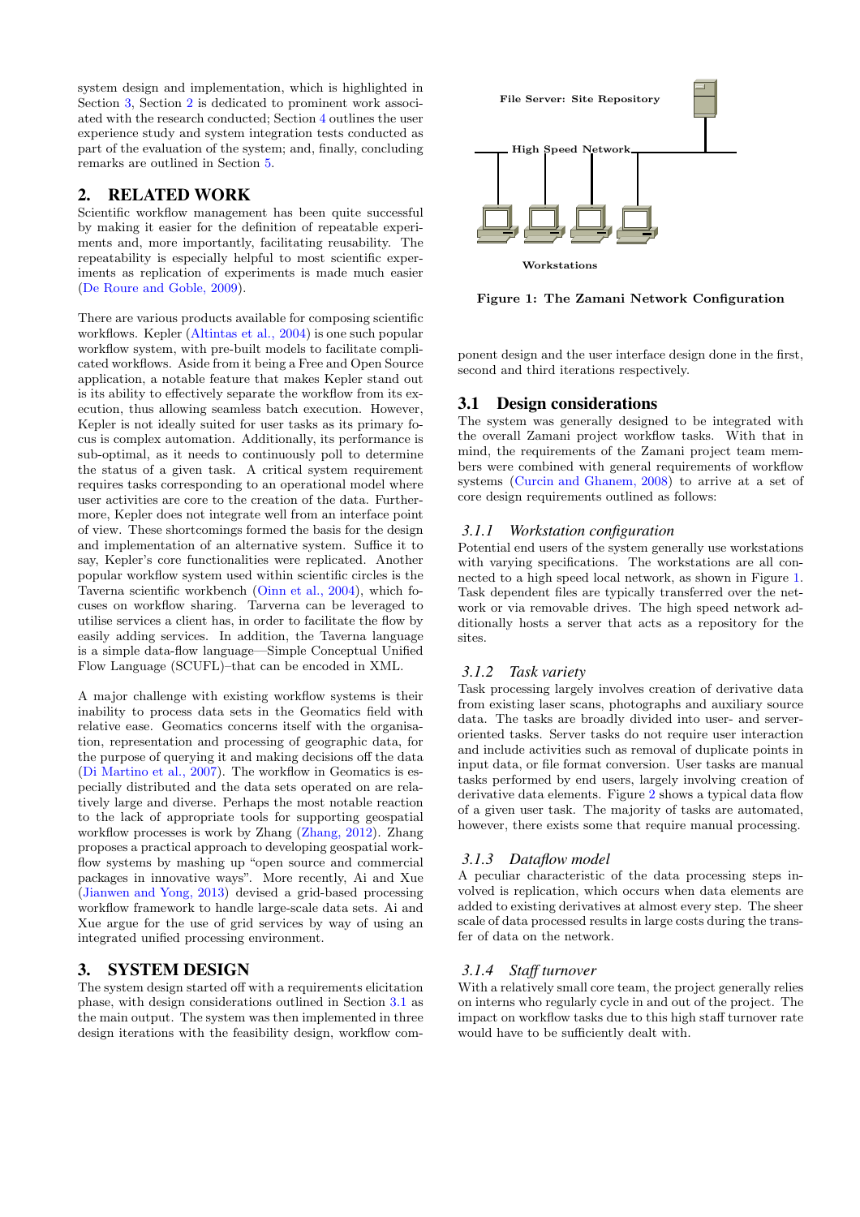system design and implementation, which is highlighted in Section 3, Section 2 is dedicated to prominent work associated with the research conducted; Section 4 outlines the user experience study and system integration tests conducted as part of the evaluation of the system; and, finally, concluding remarks are outlined in Section 5.

## 2. RELATED WORK

Scientific workflow management has been quite successful by making it easier for the definition of repeatable experiments and, more importantly, facilitating reusability. The repeatability is especially helpful to most scientific experiments as replication of experiments is made much easier (De Roure and Goble, 2009).

There are various products available for composing scientific workflows. Kepler (Altintas et al., 2004) is one such popular workflow system, with pre-built models to facilitate complicated workflows. Aside from it being a Free and Open Source application, a notable feature that makes Kepler stand out is its ability to effectively separate the workflow from its execution, thus allowing seamless batch execution. However, Kepler is not ideally suited for user tasks as its primary focus is complex automation. Additionally, its performance is sub-optimal, as it needs to continuously poll to determine the status of a given task. A critical system requirement requires tasks corresponding to an operational model where user activities are core to the creation of the data. Furthermore, Kepler does not integrate well from an interface point of view. These shortcomings formed the basis for the design and implementation of an alternative system. Suffice it to say, Kepler's core functionalities were replicated. Another popular workflow system used within scientific circles is the Taverna scientific workbench (Oinn et al., 2004), which focuses on workflow sharing. Tarverna can be leveraged to utilise services a client has, in order to facilitate the flow by easily adding services. In addition, the Taverna language is a simple data-flow language—Simple Conceptual Unified Flow Language (SCUFL)–that can be encoded in XML.

A major challenge with existing workflow systems is their inability to process data sets in the Geomatics field with relative ease. Geomatics concerns itself with the organisation, representation and processing of geographic data, for the purpose of querying it and making decisions off the data (Di Martino et al., 2007). The workflow in Geomatics is especially distributed and the data sets operated on are relatively large and diverse. Perhaps the most notable reaction to the lack of appropriate tools for supporting geospatial workflow processes is work by Zhang (Zhang, 2012). Zhang proposes a practical approach to developing geospatial workflow systems by mashing up "open source and commercial packages in innovative ways". More recently, Ai and Xue (Jianwen and Yong, 2013) devised a grid-based processing workflow framework to handle large-scale data sets. Ai and Xue argue for the use of grid services by way of using an integrated unified processing environment.

## 3. SYSTEM DESIGN

The system design started off with a requirements elicitation phase, with design considerations outlined in Section 3.1 as the main output. The system was then implemented in three design iterations with the feasibility design, workflow component design and the user interface design done in the first, second and third iterations respectively.

File Server: Site Repository

High Speed Network

Workstations

**Figure 1: The Zamani Network Configuration**

### 3.1 Design considerations

The system was generally designed to be integrated with the overall Zamani project workflow tasks. With that in mind, the requirements of the Zamani project team members were combined with general requirements of workflow systems (Curcin and Ghanem, 2008) to arrive at a set of core design requirements outlined as follows:

#### *3.1.1 Workstation configuration*

Potential end users of the system generally use workstations with varying specifications. The workstations are all connected to a high speed local network, as shown in Figure 1. Task dependent files are typically transferred over the network or via removable drives. The high speed network additionally hosts a server that acts as a repository for the sites.

#### *3.1.2 Task variety*

Task processing largely involves creation of derivative data from existing laser scans, photographs and auxiliary source data. The tasks are broadly divided into user- and server-oriented tasks. Server tasks do not require user interaction and include activities such as removal of duplicate points in input data, or file format conversion. User tasks are manual tasks performed by end users, largely involving creation of derivative data elements. Figure 2 shows a typical data flow of a given user task. The majority of tasks are automated, however, there exists some that require manual processing.

#### *3.1.3 Dataflow model*

A peculiar characteristic of the data processing steps involved is replication, which occurs when data elements are added to existing derivatives at almost every step. The sheer scale of data processed results in large costs during the transfer of data on the network.

#### *3.1.4 Staff turnover*

With a relatively small core team, the project generally relies on interns who regularly cycle in and out of the project. The impact on workflow tasks due to this high staff turnover rate would have to be sufficiently dealt with.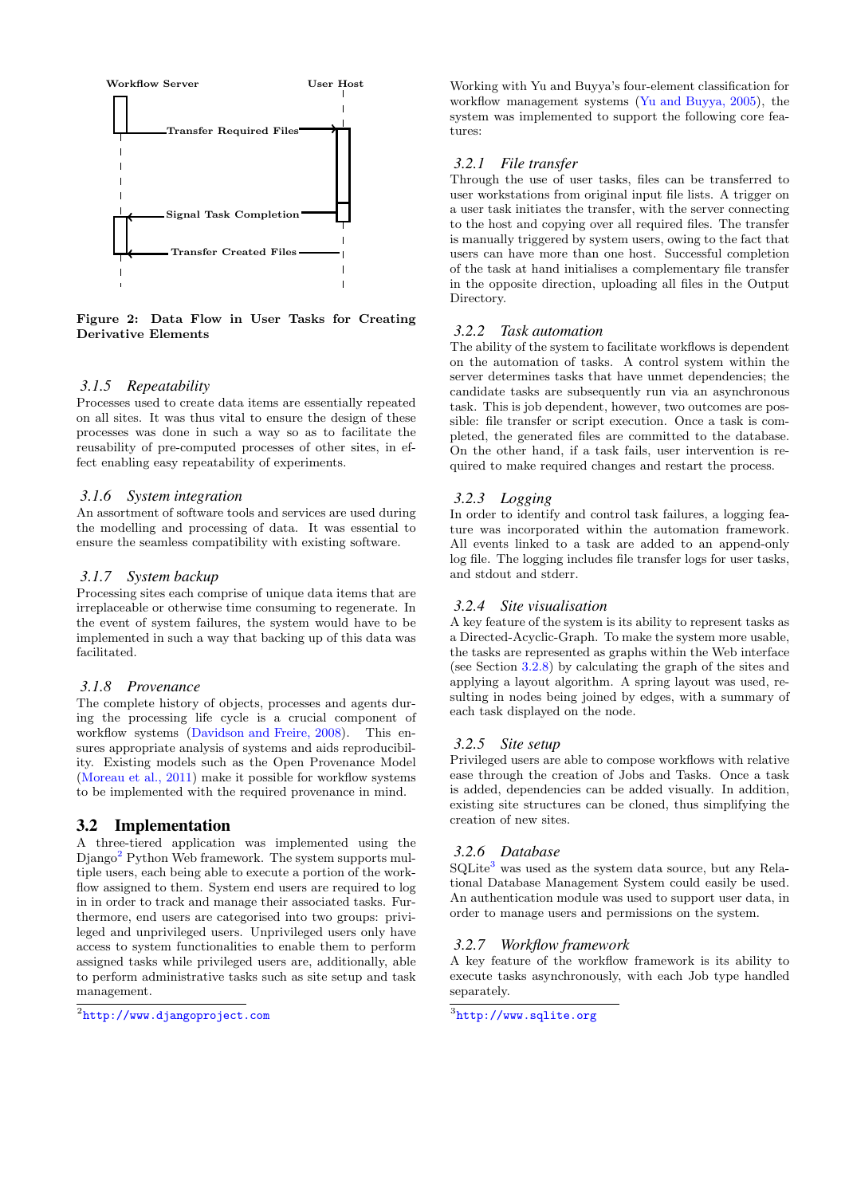Workflow Server

User Host

Transfer Required Files

Signal Task Completion

Transfer Created Files

**Figure 2: Data Flow in User Tasks for Creating Derivative Elements**

### 3.1.5 Repeatability

Processes used to create data items are essentially repeated on all sites. It was thus vital to ensure the design of these processes was done in such a way so as to facilitate the reusability of pre-computed processes of other sites, in effect enabling easy repeatability of experiments.

### 3.1.6 System integration

An assortment of software tools and services are used during the modelling and processing of data. It was essential to ensure the seamless compatibility with existing software.

### 3.1.7 System backup

Processing sites each comprise of unique data items that are irreplaceable or otherwise time consuming to regenerate. In the event of system failures, the system would have to be implemented in such a way that backing up of this data was facilitated.

### 3.1.8 Provenance

The complete history of objects, processes and agents during the processing life cycle is a crucial component of workflow systems (Davidson and Freire, 2008). This ensures appropriate analysis of systems and aids reproducibility. Existing models such as the Open Provenance Model (Moreau et al., 2011) make it possible for workflow systems to be implemented with the required provenance in mind.

## 3.2 Implementation

A three-tiered application was implemented using the Django[2] Python Web framework. The system supports multiple users, each being able to execute a portion of the workflow assigned to them. System end users are required to log in in order to track and manage their associated tasks. Furthermore, end users are categorised into two groups: privileged and unprivileged users. Unprivileged users only have access to system functionalities to enable them to perform assigned tasks while privileged users are, additionally, able to perform administrative tasks such as site setup and task management.

[2]http://www.djangoproject.com

Working with Yu and Buyya's four-element classification for workflow management systems (Yu and Buyya, 2005), the system was implemented to support the following core features:

### 3.2.1 File transfer

Through the use of user tasks, files can be transferred to user workstations from original input file lists. A trigger on a user task initiates the transfer, with the server connecting to the host and copying over all required files. The transfer is manually triggered by system users, owing to the fact that users can have more than one host. Successful completion of the task at hand initialises a complementary file transfer in the opposite direction, uploading all files in the Output Directory.

### 3.2.2 Task automation

The ability of the system to facilitate workflows is dependent on the automation of tasks. A control system within the server determines tasks that have unmet dependencies; the candidate tasks are subsequently run via an asynchronous task. This is job dependent, however, two outcomes are possible: file transfer or script execution. Once a task is completed, the generated files are committed to the database. On the other hand, if a task fails, user intervention is required to make required changes and restart the process.

### 3.2.3 Logging

In order to identify and control task failures, a logging feature was incorporated within the automation framework. All events linked to a task are added to an append-only log file. The logging includes file transfer logs for user tasks, and stdout and stderr.

### 3.2.4 Site visualisation

A key feature of the system is its ability to represent tasks as a Directed-Acyclic-Graph. To make the system more usable, the tasks are represented as graphs within the Web interface (see Section 3.2.8) by calculating the graph of the sites and applying a layout algorithm. A spring layout was used, resulting in nodes being joined by edges, with a summary of each task displayed on the node.

### 3.2.5 Site setup

Privileged users are able to compose workflows with relative ease through the creation of Jobs and Tasks. Once a task is added, dependencies can be added visually. In addition, existing site structures can be cloned, thus simplifying the creation of new sites.

### 3.2.6 Database

SQLite[3] was used as the system data source, but any Relational Database Management System could easily be used. An authentication module was used to support user data, in order to manage users and permissions on the system.

### 3.2.7 Workflow framework

A key feature of the workflow framework is its ability to execute tasks asynchronously, with each Job type handled separately.

[3]http://www.sqlite.org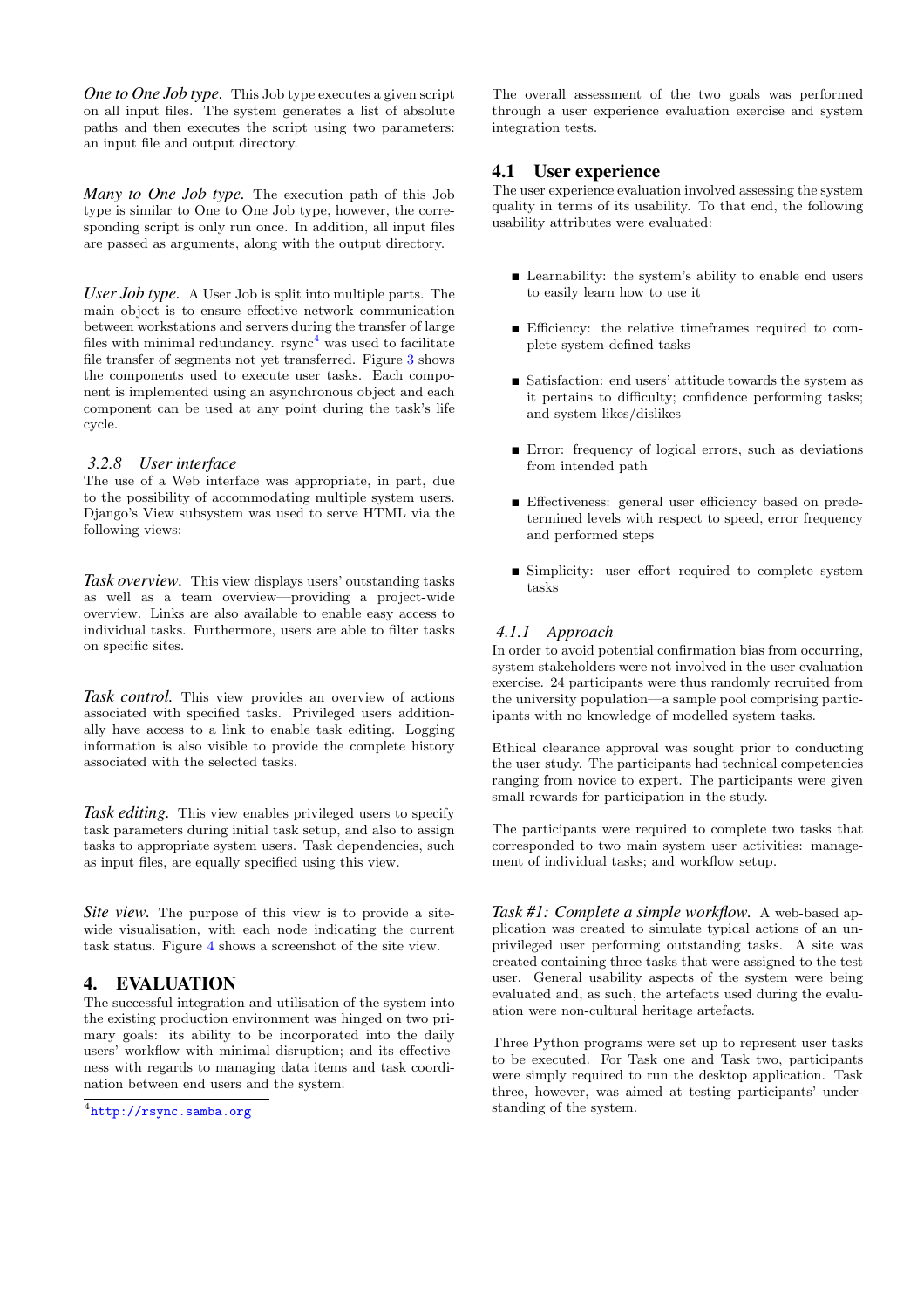*One to One Job type.* This Job type executes a given script on all input files. The system generates a list of absolute paths and then executes the script using two parameters: an input file and output directory.

*Many to One Job type.* The execution path of this Job type is similar to One to One Job type, however, the corresponding script is only run once. In addition, all input files are passed as arguments, along with the output directory.

*User Job type.* A User Job is split into multiple parts. The main object is to ensure effective network communication between workstations and servers during the transfer of large files with minimal redundancy. rsync[4] was used to facilitate file transfer of segments not yet transferred. Figure 3 shows the components used to execute user tasks. Each component is implemented using an asynchronous object and each component can be used at any point during the task's life cycle.

### 3.2.8 User interface

The use of a Web interface was appropriate, in part, due to the possibility of accommodating multiple system users. Django's View subsystem was used to serve HTML via the following views:

*Task overview.* This view displays users' outstanding tasks as well as a team overview—providing a project-wide overview. Links are also available to enable easy access to individual tasks. Furthermore, users are able to filter tasks on specific sites.

*Task control.* This view provides an overview of actions associated with specified tasks. Privileged users additionally have access to a link to enable task editing. Logging information is also visible to provide the complete history associated with the selected tasks.

*Task editing.* This view enables privileged users to specify task parameters during initial task setup, and also to assign tasks to appropriate system users. Task dependencies, such as input files, are equally specified using this view.

*Site view.* The purpose of this view is to provide a site-wide visualisation, with each node indicating the current task status. Figure 4 shows a screenshot of the site view.

# 4. EVALUATION

The successful integration and utilisation of the system into the existing production environment was hinged on two primary goals: its ability to be incorporated into the daily users' workflow with minimal disruption; and its effectiveness with regards to managing data items and task coordination between end users and the system.

[4] http://rsync.samba.org

The overall assessment of the two goals was performed through a user experience evaluation exercise and system integration tests.

## 4.1 User experience

The user experience evaluation involved assessing the system quality in terms of its usability. To that end, the following usability attributes were evaluated:

- Learnability: the system's ability to enable end users to easily learn how to use it
- Efficiency: the relative timeframes required to complete system-defined tasks
- Satisfaction: end users' attitude towards the system as it pertains to difficulty; confidence performing tasks; and system likes/dislikes
- Error: frequency of logical errors, such as deviations from intended path
- Effectiveness: general user efficiency based on predetermined levels with respect to speed, error frequency and performed steps
- Simplicity: user effort required to complete system tasks

### 4.1.1 Approach

In order to avoid potential confirmation bias from occurring, system stakeholders were not involved in the user evaluation exercise. 24 participants were thus randomly recruited from the university population—a sample pool comprising participants with no knowledge of modelled system tasks.

Ethical clearance approval was sought prior to conducting the user study. The participants had technical competencies ranging from novice to expert. The participants were given small rewards for participation in the study.

The participants were required to complete two tasks that corresponded to two main system user activities: management of individual tasks; and workflow setup.

*Task #1: Complete a simple workflow.* A web-based application was created to simulate typical actions of an unprivileged user performing outstanding tasks. A site was created containing three tasks that were assigned to the test user. General usability aspects of the system were being evaluated and, as such, the artefacts used during the evaluation were non-cultural heritage artefacts.

Three Python programs were set up to represent user tasks to be executed. For Task one and Task two, participants were simply required to run the desktop application. Task three, however, was aimed at testing participants' understanding of the system.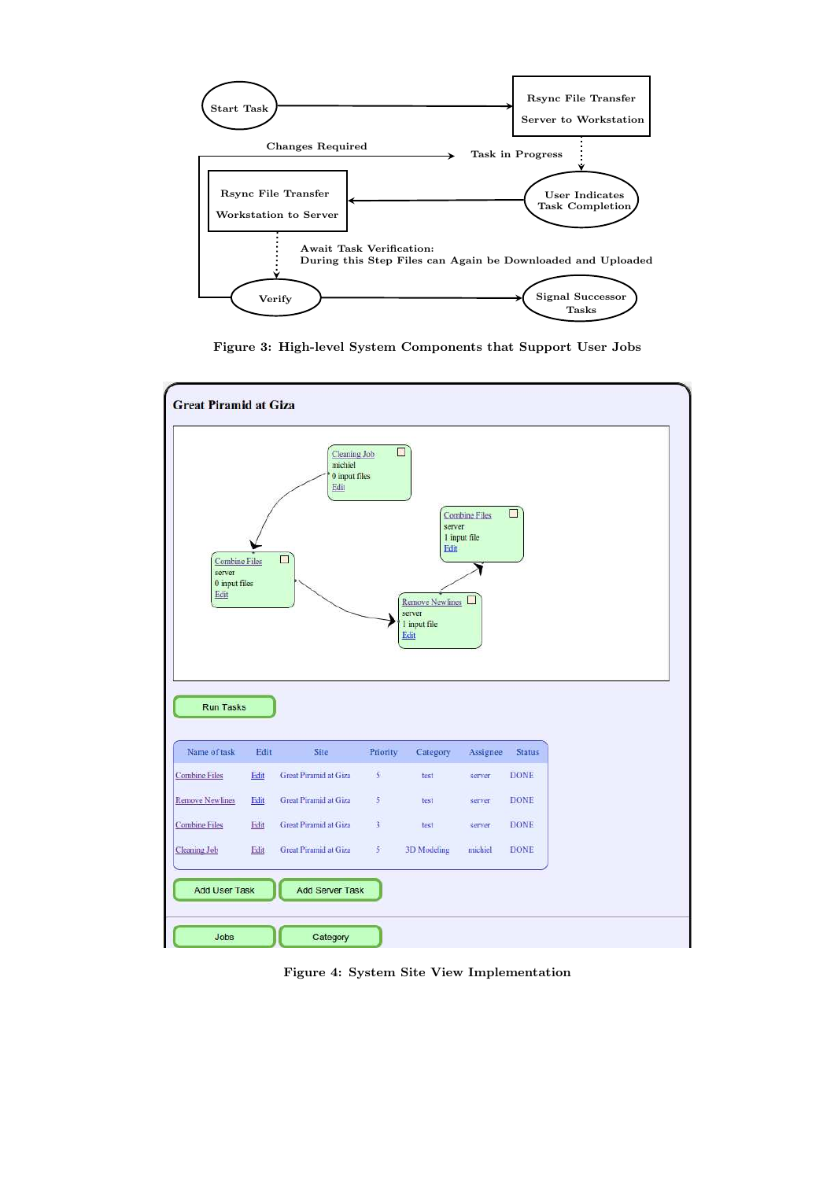Start Task

Rsync File Transfer
Server to Workstation

Changes Required

Task in Progress

Rsync File Transfer
Workstation to Server

User Indicates
Task Completion

Await Task Verification:
During this Step Files can Again be Downloaded and Uploaded

Verify

Signal Successor
Tasks

Figure 3: High-level System Components that Support User Jobs

**Great Piramid at Giza**

Cleaning Job
michiel
0 input files
Edit

Combine Files
server
1 input file
Edit

Combine Files
server
0 input files
Edit

Remove Newlines
server
1 input file
Edit

Run Tasks

| Name of task | Edit | Site | Priority | Category | Assignee | Status |
| --- | --- | --- | --- | --- | --- | --- |
| Combine Files | Edit | Great Piramid at Giza | 5 | test | server | DONE |
| Remove Newlines | Edit | Great Piramid at Giza | 5 | test | server | DONE |
| Combine Files | Edit | Great Piramid at Giza | 3 | test | server | DONE |
| Cleaning Job | Edit | Great Piramid at Giza | 5 | 3D Modeling | michiel | DONE |

Add User Task | Add Server Task

Jobs | Category

Figure 4: System Site View Implementation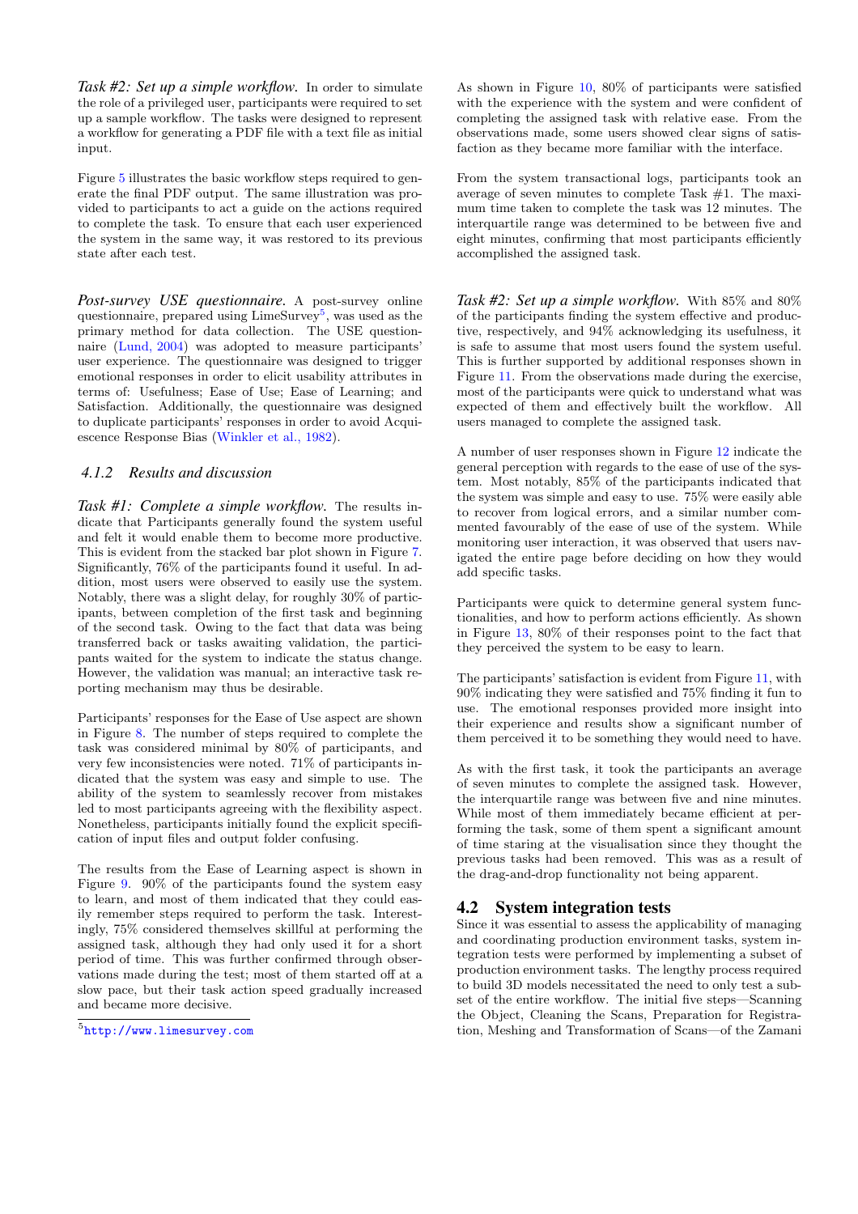*Task #2: Set up a simple workflow.* In order to simulate the role of a privileged user, participants were required to set up a sample workflow. The tasks were designed to represent a workflow for generating a PDF file with a text file as initial input.

Figure 5 illustrates the basic workflow steps required to generate the final PDF output. The same illustration was provided to participants to act a guide on the actions required to complete the task. To ensure that each user experienced the system in the same way, it was restored to its previous state after each test.

*Post-survey USE questionnaire.* A post-survey online questionnaire, prepared using LimeSurvey[5], was used as the primary method for data collection. The USE questionnaire (Lund, 2004) was adopted to measure participants' user experience. The questionnaire was designed to trigger emotional responses in order to elicit usability attributes in terms of: Usefulness; Ease of Use; Ease of Learning; and Satisfaction. Additionally, the questionnaire was designed to duplicate participants' responses in order to avoid Acquiescence Response Bias (Winkler et al., 1982).

### 4.1.2 Results and discussion

*Task #1: Complete a simple workflow.* The results indicate that Participants generally found the system useful and felt it would enable them to become more productive. This is evident from the stacked bar plot shown in Figure 7. Significantly, 76% of the participants found it useful. In addition, most users were observed to easily use the system. Notably, there was a slight delay, for roughly 30% of participants, between completion of the first task and beginning of the second task. Owing to the fact that data was being transferred back or tasks awaiting validation, the participants waited for the system to indicate the status change. However, the validation was manual; an interactive task reporting mechanism may thus be desirable.

Participants' responses for the Ease of Use aspect are shown in Figure 8. The number of steps required to complete the task was considered minimal by 80% of participants, and very few inconsistencies were noted. 71% of participants indicated that the system was easy and simple to use. The ability of the system to seamlessly recover from mistakes led to most participants agreeing with the flexibility aspect. Nonetheless, participants initially found the explicit specification of input files and output folder confusing.

The results from the Ease of Learning aspect is shown in Figure 9. 90% of the participants found the system easy to learn, and most of them indicated that they could easily remember steps required to perform the task. Interestingly, 75% considered themselves skillful at performing the assigned task, although they had only used it for a short period of time. This was further confirmed through observations made during the test; most of them started off at a slow pace, but their task action speed gradually increased and became more decisive.

[5] http://www.limesurvey.com

As shown in Figure 10, 80% of participants were satisfied with the experience with the system and were confident of completing the assigned task with relative ease. From the observations made, some users showed clear signs of satisfaction as they became more familiar with the interface.

From the system transactional logs, participants took an average of seven minutes to complete Task #1. The maximum time taken to complete the task was 12 minutes. The interquartile range was determined to be between five and eight minutes, confirming that most participants efficiently accomplished the assigned task.

*Task #2: Set up a simple workflow.* With 85% and 80% of the participants finding the system effective and productive, respectively, and 94% acknowledging its usefulness, it is safe to assume that most users found the system useful. This is further supported by additional responses shown in Figure 11. From the observations made during the exercise, most of the participants were quick to understand what was expected of them and effectively built the workflow. All users managed to complete the assigned task.

A number of user responses shown in Figure 12 indicate the general perception with regards to the ease of use of the system. Most notably, 85% of the participants indicated that the system was simple and easy to use. 75% were easily able to recover from logical errors, and a similar number commented favourably of the ease of use of the system. While monitoring user interaction, it was observed that users navigated the entire page before deciding on how they would add specific tasks.

Participants were quick to determine general system functionalities, and how to perform actions efficiently. As shown in Figure 13, 80% of their responses point to the fact that they perceived the system to be easy to learn.

The participants' satisfaction is evident from Figure 11, with 90% indicating they were satisfied and 75% finding it fun to use. The emotional responses provided more insight into their experience and results show a significant number of them perceived it to be something they would need to have.

As with the first task, it took the participants an average of seven minutes to complete the assigned task. However, the interquartile range was between five and nine minutes. While most of them immediately became efficient at performing the task, some of them spent a significant amount of time staring at the visualisation since they thought the previous tasks had been removed. This was as a result of the drag-and-drop functionality not being apparent.

## 4.2 System integration tests

Since it was essential to assess the applicability of managing and coordinating production environment tasks, system integration tests were performed by implementing a subset of production environment tasks. The lengthy process required to build 3D models necessitated the need to only test a subset of the entire workflow. The initial five steps—Scanning the Object, Cleaning the Scans, Preparation for Registration, Meshing and Transformation of Scans—of the Zamani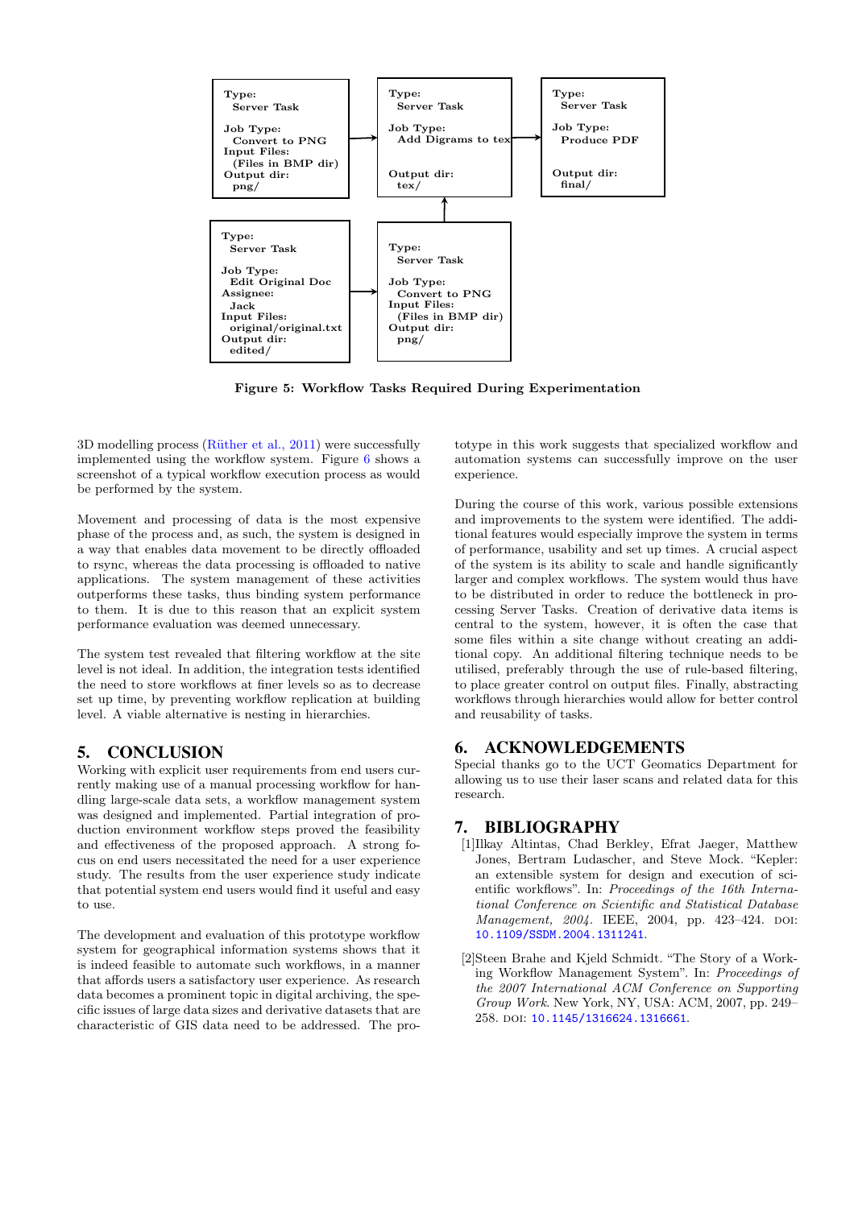Type: Server Task
Job Type: Convert to PNG
Input Files: (Files in BMP dir)
Output dir: png/

Type: Server Task
Job Type: Add Digrams to tex
Output dir: tex/

Type: Server Task
Job Type: Produce PDF
Output dir: final/

Type: Server Task
Job Type: Edit Original Doc
Assignee: Jack
Input Files: original/original.txt
Output dir: edited/

Type: Server Task
Job Type: Convert to PNG
Input Files: (Files in BMP dir)
Output dir: png/

**Figure 5: Workflow Tasks Required During Experimentation**

3D modelling process (Rüther et al., 2011) were successfully implemented using the workflow system. Figure 6 shows a screenshot of a typical workflow execution process as would be performed by the system.

Movement and processing of data is the most expensive phase of the process and, as such, the system is designed in a way that enables data movement to be directly offloaded to rsync, whereas the data processing is offloaded to native applications. The system management of these activities outperforms these tasks, thus binding system performance to them. It is due to this reason that an explicit system performance evaluation was deemed unnecessary.

The system test revealed that filtering workflow at the site level is not ideal. In addition, the integration tests identified the need to store workflows at finer levels so as to decrease set up time, by preventing workflow replication at building level. A viable alternative is nesting in hierarchies.

## 5. CONCLUSION

Working with explicit user requirements from end users currently making use of a manual processing workflow for handling large-scale data sets, a workflow management system was designed and implemented. Partial integration of production environment workflow steps proved the feasibility and effectiveness of the proposed approach. A strong focus on end users necessitated the need for a user experience study. The results from the user experience study indicate that potential system end users would find it useful and easy to use.

The development and evaluation of this prototype workflow system for geographical information systems shows that it is indeed feasible to automate such workflows, in a manner that affords users a satisfactory user experience. As research data becomes a prominent topic in digital archiving, the specific issues of large data sizes and derivative datasets that are characteristic of GIS data need to be addressed. The prototype in this work suggests that specialized workflow and automation systems can successfully improve on the user experience.

During the course of this work, various possible extensions and improvements to the system were identified. The additional features would especially improve the system in terms of performance, usability and set up times. A crucial aspect of the system is its ability to scale and handle significantly larger and complex workflows. The system would thus have to be distributed in order to reduce the bottleneck in processing Server Tasks. Creation of derivative data items is central to the system, however, it is often the case that some files within a site change without creating an additional copy. An additional filtering technique needs to be utilised, preferably through the use of rule-based filtering, to place greater control on output files. Finally, abstracting workflows through hierarchies would allow for better control and reusability of tasks.

## 6. ACKNOWLEDGEMENTS

Special thanks go to the UCT Geomatics Department for allowing us to use their laser scans and related data for this research.

## 7. BIBLIOGRAPHY

[1] Ilkay Altintas, Chad Berkley, Efrat Jaeger, Matthew Jones, Bertram Ludascher, and Steve Mock. "Kepler: an extensible system for design and execution of scientific workflows". In: *Proceedings of the 16th International Conference on Scientific and Statistical Database Management, 2004*. IEEE, 2004, pp. 423–424. DOI: 10.1109/SSDM.2004.1311241.

[2] Steen Brahe and Kjeld Schmidt. "The Story of a Working Workflow Management System". In: *Proceedings of the 2007 International ACM Conference on Supporting Group Work*. New York, NY, USA: ACM, 2007, pp. 249–258. DOI: 10.1145/1316624.1316661.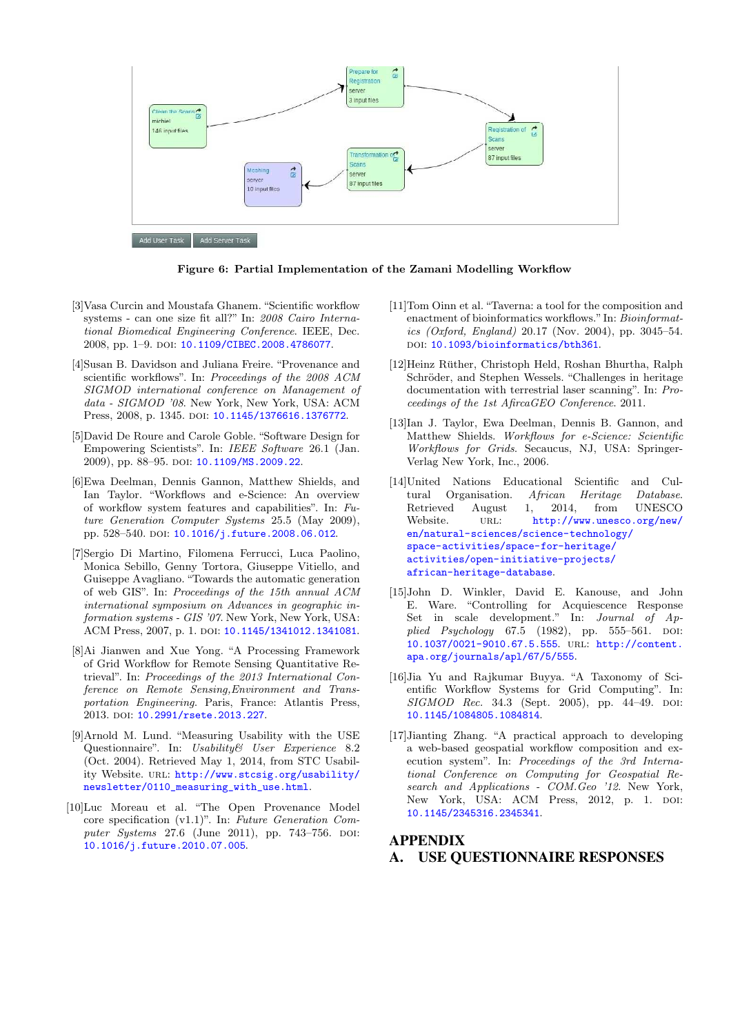Figure 6: Partial Implementation of the Zamani Modelling Workflow

[3] Vasa Curcin and Moustafa Ghanem. "Scientific workflow systems - can one size fit all?" In: *2008 Cairo International Biomedical Engineering Conference*. IEEE, Dec. 2008, pp. 1–9. DOI: 10.1109/CIBEC.2008.4786077.

[4] Susan B. Davidson and Juliana Freire. "Provenance and scientific workflows". In: *Proceedings of the 2008 ACM SIGMOD international conference on Management of data - SIGMOD '08*. New York, New York, USA: ACM Press, 2008, p. 1345. DOI: 10.1145/1376616.1376772.

[5] David De Roure and Carole Goble. "Software Design for Empowering Scientists". In: *IEEE Software* 26.1 (Jan. 2009), pp. 88–95. DOI: 10.1109/MS.2009.22.

[6] Ewa Deelman, Dennis Gannon, Matthew Shields, and Ian Taylor. "Workflows and e-Science: An overview of workflow system features and capabilities". In: *Future Generation Computer Systems* 25.5 (May 2009), pp. 528–540. DOI: 10.1016/j.future.2008.06.012.

[7] Sergio Di Martino, Filomena Ferrucci, Luca Paolino, Monica Sebillo, Genny Tortora, Giuseppe Vitiello, and Guiseppe Avagliano. "Towards the automatic generation of web GIS". In: *Proceedings of the 15th annual ACM international symposium on Advances in geographic information systems - GIS '07*. New York, New York, USA: ACM Press, 2007, p. 1. DOI: 10.1145/1341012.1341081.

[8] Ai Jianwen and Xue Yong. "A Processing Framework of Grid Workflow for Remote Sensing Quantitative Retrieval". In: *Proceedings of the 2013 International Conference on Remote Sensing,Environment and Transportation Engineering*. Paris, France: Atlantis Press, 2013. DOI: 10.2991/rsete.2013.227.

[9] Arnold M. Lund. "Measuring Usability with the USE Questionnaire". In: *Usability& User Experience* 8.2 (Oct. 2004). Retrieved May 1, 2014, from STC Usability Website. URL: http://www.stcsig.org/usability/newsletter/0110_measuring_with_use.html.

[10] Luc Moreau et al. "The Open Provenance Model core specification (v1.1)". In: *Future Generation Computer Systems* 27.6 (June 2011), pp. 743–756. DOI: 10.1016/j.future.2010.07.005.

[11] Tom Oinn et al. "Taverna: a tool for the composition and enactment of bioinformatics workflows." In: *Bioinformatics (Oxford, England)* 20.17 (Nov. 2004), pp. 3045–54. DOI: 10.1093/bioinformatics/bth361.

[12] Heinz Rüther, Christoph Held, Roshan Bhurtha, Ralph Schröder, and Stephen Wessels. "Challenges in heritage documentation with terrestrial laser scanning". In: *Proceedings of the 1st AfircaGEO Conference*. 2011.

[13] Ian J. Taylor, Ewa Deelman, Dennis B. Gannon, and Matthew Shields. *Workflows for e-Science: Scientific Workflows for Grids*. Secaucus, NJ, USA: Springer-Verlag New York, Inc., 2006.

[14] United Nations Educational Scientific and Cultural Organisation. *African Heritage Database*. Retrieved August 1, 2014, from UNESCO Website. URL: http://www.unesco.org/new/en/natural-sciences/science-technology/space-activities/space-for-heritage/activities/open-initiative-projects/african-heritage-database.

[15] John D. Winkler, David E. Kanouse, and John E. Ware. "Controlling for Acquiescence Response Set in scale development." In: *Journal of Applied Psychology* 67.5 (1982), pp. 555–561. DOI: 10.1037/0021-9010.67.5.555. URL: http://content.apa.org/journals/apl/67/5/555.

[16] Jia Yu and Rajkumar Buyya. "A Taxonomy of Scientific Workflow Systems for Grid Computing". In: *SIGMOD Rec.* 34.3 (Sept. 2005), pp. 44–49. DOI: 10.1145/1084805.1084814.

[17] Jianting Zhang. "A practical approach to developing a web-based geospatial workflow composition and execution system". In: *Proceedings of the 3rd International Conference on Computing for Geospatial Research and Applications - COM.Geo '12*. New York, New York, USA: ACM Press, 2012, p. 1. DOI: 10.1145/2345316.2345341.

# APPENDIX

## A. USE QUESTIONNAIRE RESPONSES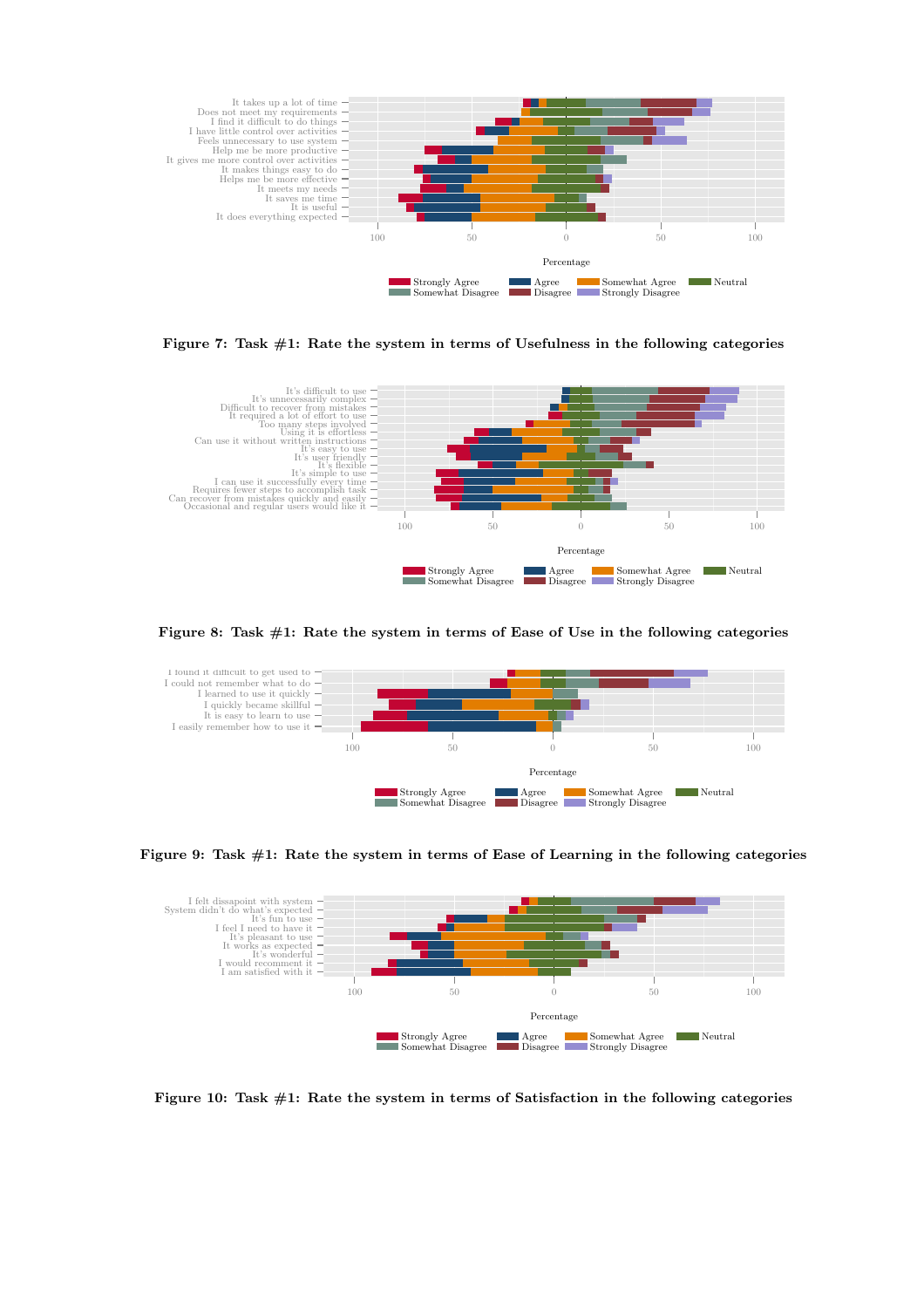**Figure 7: Task #1: Rate the system in terms of Usefulness in the following categories**

**Figure 8: Task #1: Rate the system in terms of Ease of Use in the following categories**

**Figure 9: Task #1: Rate the system in terms of Ease of Learning in the following categories**

**Figure 10: Task #1: Rate the system in terms of Satisfaction in the following categories**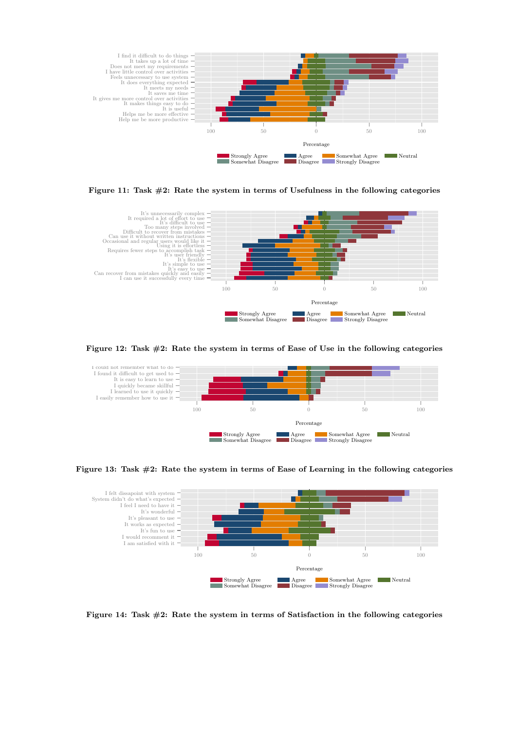I find it difficult to do things
It takes up a lot of time
Does not meet my requirements
I have little control over activities
Feels unnecessary to use system
It does everything expected
It meets my needs
It saves me time
It gives me more control over activities
It makes things easy to do
It is useful
Helps me be more effective
Help me be more productive

100 50 0 50 100

Percentage

Strongly Agree Agree Somewhat Agree Neutral Somewhat Disagree Disagree Strongly Disagree

**Figure 11: Task #2: Rate the system in terms of Usefulness in the following categories**

It's unnecessarily complex
It required a lot of effort to use
It's difficult to use
Too many steps involved
Difficult to recover from mistakes
Can use it without written instructions
Occasional and regular users would like it
Using it is effortless
Requires fewer steps to accomplish task
It's user friendly
It's flexible
It's simple to use
It's easy to use
Can recover from mistakes quickly and easily
I can use it successfully every time

100 50 0 50 100

Percentage

Strongly Agree Agree Somewhat Agree Neutral Somewhat Disagree Disagree Strongly Disagree

**Figure 12: Task #2: Rate the system in terms of Ease of Use in the following categories**

I could not remember what to do
I found it difficult to get used to
It is easy to learn to use
I quickly became skillful
I learned to use it quickly
I easily remember how to use it

100 50 0 50 100

Percentage

Strongly Agree Agree Somewhat Agree Neutral Somewhat Disagree Disagree Strongly Disagree

**Figure 13: Task #2: Rate the system in terms of Ease of Learning in the following categories**

I felt dissapoint with system
System didn't do what's expected
I feel I need to have it
It's wonderful
It's pleasant to use
It works as expected
It's fun to use
I would recomment it
I am satisfied with it

100 50 0 50 100

Percentage

Strongly Agree Agree Somewhat Agree Neutral Somewhat Disagree Disagree Strongly Disagree

**Figure 14: Task #2: Rate the system in terms of Satisfaction in the following categories**